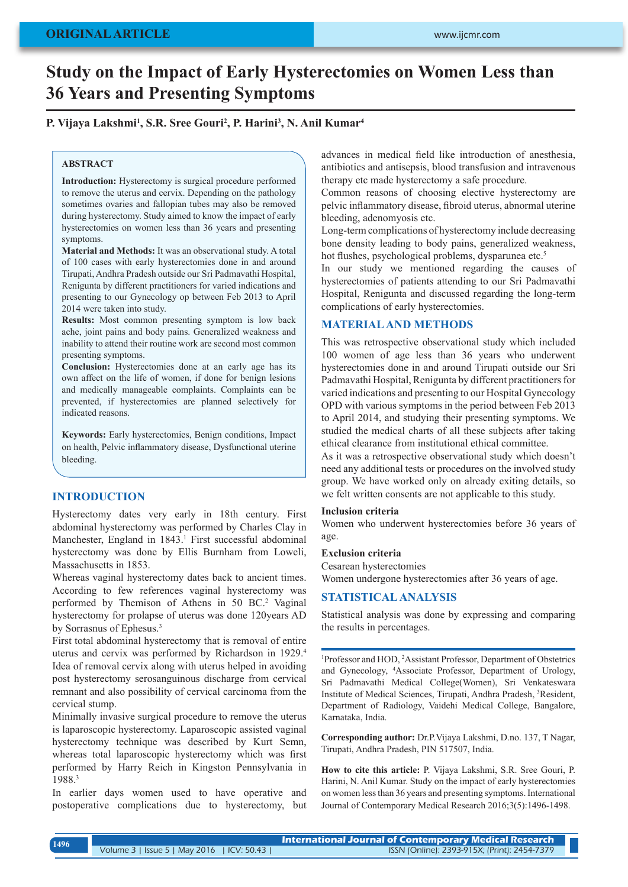ORIGINAL ARTICLE

# Study on the Impact of Early Hysterectomies on Women Less than 36 Years and Presenting Symptoms

**P. Vijaya Lakshmi[1], S.R. Sree Gouri[2], P. Harini[3], N. Anil Kumar[4]**

## ABSTRACT

**Introduction:** Hysterectomy is surgical procedure performed to remove the uterus and cervix. Depending on the pathology sometimes ovaries and fallopian tubes may also be removed during hysterectomy. Study aimed to know the impact of early hysterectomies on women less than 36 years and presenting symptoms.

**Material and Methods:** It was an observational study. A total of 100 cases with early hysterectomies done in and around Tirupati, Andhra Pradesh outside our Sri Padmavathi Hospital, Renigunta by different practitioners for varied indications and presenting to our Gynecology op between Feb 2013 to April 2014 were taken into study.

**Results:** Most common presenting symptom is low back ache, joint pains and body pains. Generalized weakness and inability to attend their routine work are second most common presenting symptoms.

**Conclusion:** Hysterectomies done at an early age has its own affect on the life of women, if done for benign lesions and medically manageable complaints. Complaints can be prevented, if hysterectomies are planned selectively for indicated reasons.

**Keywords:** Early hysterectomies, Benign conditions, Impact on health, Pelvic inflammatory disease, Dysfunctional uterine bleeding.

## INTRODUCTION

Hysterectomy dates very early in 18th century. First abdominal hysterectomy was performed by Charles Clay in Manchester, England in 1843.[1] First successful abdominal hysterectomy was done by Ellis Burnham from Loweli, Massachusetts in 1853.

Whereas vaginal hysterectomy dates back to ancient times. According to few references vaginal hysterectomy was performed by Themison of Athens in 50 BC.[2] Vaginal hysterectomy for prolapse of uterus was done 120years AD by Sorrasnus of Ephesus.[3]

First total abdominal hysterectomy that is removal of entire uterus and cervix was performed by Richardson in 1929.[4] Idea of removal cervix along with uterus helped in avoiding post hysterectomy serosanguinous discharge from cervical remnant and also possibility of cervical carcinoma from the cervical stump.

Minimally invasive surgical procedure to remove the uterus is laparoscopic hysterectomy. Laparoscopic assisted vaginal hysterectomy technique was described by Kurt Semn, whereas total laparoscopic hysterectomy which was first performed by Harry Reich in Kingston Pennsylvania in 1988.[3]

In earlier days women used to have operative and postoperative complications due to hysterectomy, but advances in medical field like introduction of anesthesia, antibiotics and antisepsis, blood transfusion and intravenous therapy etc made hysterectomy a safe procedure.

Common reasons of choosing elective hysterectomy are pelvic inflammatory disease, fibroid uterus, abnormal uterine bleeding, adenomyosis etc.

Long-term complications of hysterectomy include decreasing bone density leading to body pains, generalized weakness, hot flushes, psychological problems, dysparunea etc.[5]

In our study we mentioned regarding the causes of hysterectomies of patients attending to our Sri Padmavathi Hospital, Renigunta and discussed regarding the long-term complications of early hysterectomies.

## MATERIAL AND METHODS

This was retrospective observational study which included 100 women of age less than 36 years who underwent hysterectomies done in and around Tirupati outside our Sri Padmavathi Hospital, Renigunta by different practitioners for varied indications and presenting to our Hospital Gynecology OPD with various symptoms in the period between Feb 2013 to April 2014, and studying their presenting symptoms. We studied the medical charts of all these subjects after taking ethical clearance from institutional ethical committee.

As it was a retrospective observational study which doesn't need any additional tests or procedures on the involved study group. We have worked only on already exiting details, so we felt written consents are not applicable to this study.

### Inclusion criteria

Women who underwent hysterectomies before 36 years of age.

### Exclusion criteria

Cesarean hysterectomies

Women undergone hysterectomies after 36 years of age.

## STATISTICAL ANALYSIS

Statistical analysis was done by expressing and comparing the results in percentages.

---

[1]Professor and HOD, [2]Assistant Professor, Department of Obstetrics and Gynecology, [4]Associate Professor, Department of Urology, Sri Padmavathi Medical College(Women), Sri Venkateswara Institute of Medical Sciences, Tirupati, Andhra Pradesh, [3]Resident, Department of Radiology, Vaidehi Medical College, Bangalore, Karnataka, India.

**Corresponding author:** Dr.P.Vijaya Lakshmi, D.no. 137, T Nagar, Tirupati, Andhra Pradesh, PIN 517507, India.

**How to cite this article:** P. Vijaya Lakshmi, S.R. Sree Gouri, P. Harini, N. Anil Kumar. Study on the impact of early hysterectomies on women less than 36 years and presenting symptoms. International Journal of Contemporary Medical Research 2016;3(5):1496-1498.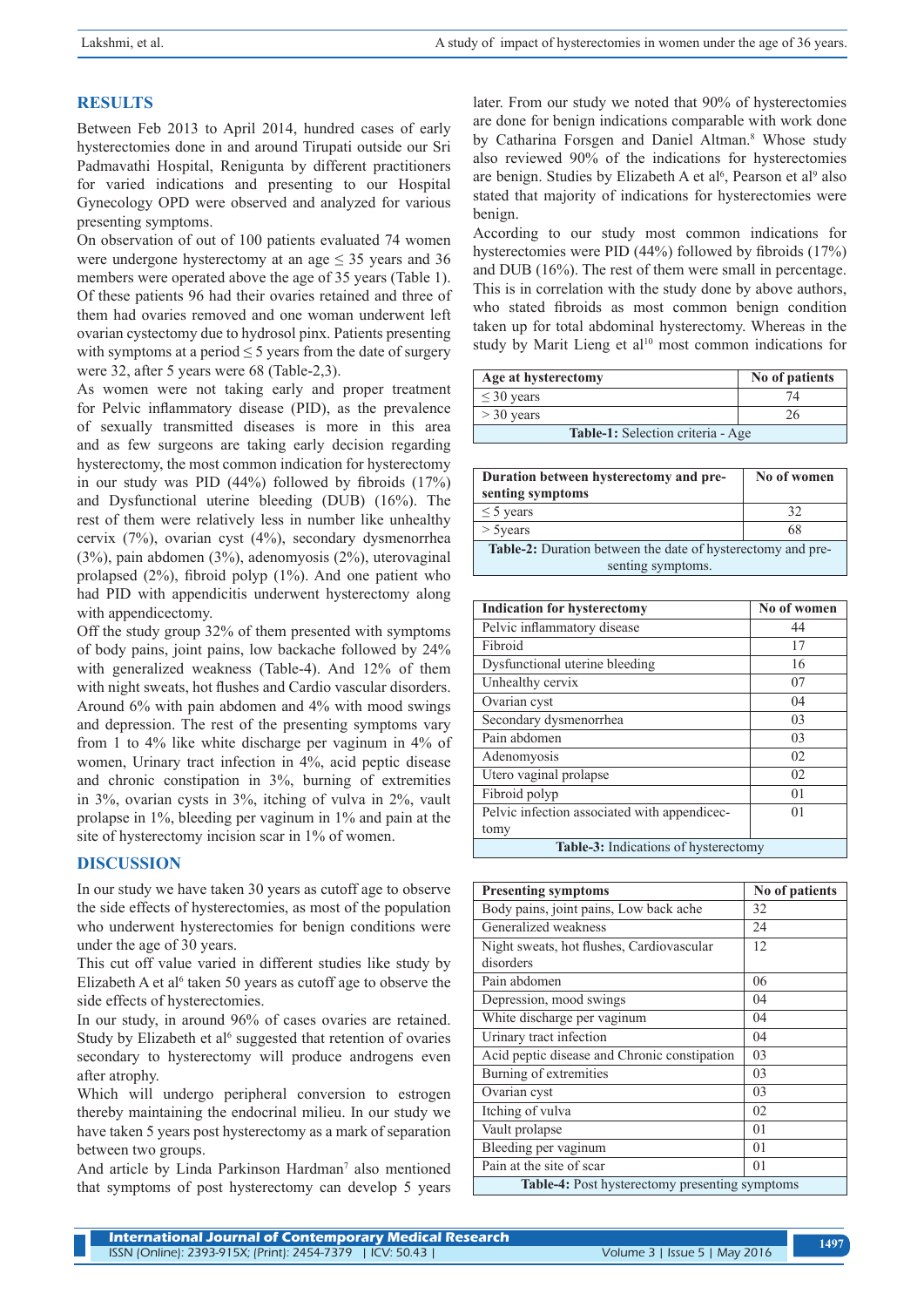## RESULTS

Between Feb 2013 to April 2014, hundred cases of early hysterectomies done in and around Tirupati outside our Sri Padmavathi Hospital, Reniguntа by different practitioners for varied indications and presenting to our Hospital Gynecology OPD were observed and analyzed for various presenting symptoms.

On observation of out of 100 patients evaluated 74 women were undergone hysterectomy at an age ≤ 35 years and 36 members were operated above the age of 35 years (Table 1). Of these patients 96 had their ovaries retained and three of them had ovaries removed and one woman underwent left ovarian cystectomy due to hydrosol pinx. Patients presenting with symptoms at a period ≤ 5 years from the date of surgery were 32, after 5 years were 68 (Table-2,3).

As women were not taking early and proper treatment for Pelvic inflammatory disease (PID), as the prevalence of sexually transmitted diseases is more in this area and as few surgeons are taking early decision regarding hysterectomy, the most common indication for hysterectomy in our study was PID (44%) followed by fibroids (17%) and Dysfunctional uterine bleeding (DUB) (16%). The rest of them were relatively less in number like unhealthy cervix (7%), ovarian cyst (4%), secondary dysmenorrhea (3%), pain abdomen (3%), adenomyosis (2%), uterovaginal prolapsed (2%), fibroid polyp (1%). And one patient who had PID with appendicitis underwent hysterectomy along with appendicectomy.

Off the study group 32% of them presented with symptoms of body pains, joint pains, low backache followed by 24% with generalized weakness (Table-4). And 12% of them with night sweats, hot flushes and Cardio vascular disorders. Around 6% with pain abdomen and 4% with mood swings and depression. The rest of the presenting symptoms vary from 1 to 4% like white discharge per vaginum in 4% of women, Urinary tract infection in 4%, acid peptic disease and chronic constipation in 3%, burning of extremities in 3%, ovarian cysts in 3%, itching of vulva in 2%, vault prolapse in 1%, bleeding per vaginum in 1% and pain at the site of hysterectomy incision scar in 1% of women.

## DISCUSSION

In our study we have taken 30 years as cutoff age to observe the side effects of hysterectomies, as most of the population who underwent hysterectomies for benign conditions were under the age of 30 years.

This cut off value varied in different studies like study by Elizabeth A et al[6] taken 50 years as cutoff age to observe the side effects of hysterectomies.

In our study, in around 96% of cases ovaries are retained. Study by Elizabeth et al[6] suggested that retention of ovaries secondary to hysterectomy will produce androgens even after atrophy.

Which will undergo peripheral conversion to estrogen thereby maintaining the endocrinal milieu. In our study we have taken 5 years post hysterectomy as a mark of separation between two groups.

And article by Linda Parkinson Hardman[7] also mentioned that symptoms of post hysterectomy can develop 5 years later. From our study we noted that 90% of hysterectomies are done for benign indications comparable with work done by Catharina Forsgen and Daniel Altman.[8] Whose study also reviewed 90% of the indications for hysterectomies are benign. Studies by Elizabeth A et al[6], Pearson et al[9] also stated that majority of indications for hysterectomies were benign.

According to our study most common indications for hysterectomies were PID (44%) followed by fibroids (17%) and DUB (16%). The rest of them were small in percentage. This is in correlation with the study done by above authors, who stated fibroids as most common benign condition taken up for total abdominal hysterectomy. Whereas in the study by Marit Lieng et al[10] most common indications for

| Age at hysterectomy | No of patients |
|---|---|
| ≤ 30 years | 74 |
| > 30 years | 26 |

**Table-1:** Selection criteria - Age

| Duration between hysterectomy and presenting symptoms | No of women |
|---|---|
| ≤ 5 years | 32 |
| > 5years | 68 |

**Table-2:** Duration between the date of hysterectomy and presenting symptoms.

| Indication for hysterectomy | No of women |
|---|---|
| Pelvic inflammatory disease | 44 |
| Fibroid | 17 |
| Dysfunctional uterine bleeding | 16 |
| Unhealthy cervix | 07 |
| Ovarian cyst | 04 |
| Secondary dysmenorrhea | 03 |
| Pain abdomen | 03 |
| Adenomyosis | 02 |
| Utero vaginal prolapse | 02 |
| Fibroid polyp | 01 |
| Pelvic infection associated with appendicectomy | 01 |

**Table-3:** Indications of hysterectomy

| Presenting symptoms | No of patients |
|---|---|
| Body pains, joint pains, Low back ache | 32 |
| Generalized weakness | 24 |
| Night sweats, hot flushes, Cardiovascular disorders | 12 |
| Pain abdomen | 06 |
| Depression, mood swings | 04 |
| White discharge per vaginum | 04 |
| Urinary tract infection | 04 |
| Acid peptic disease and Chronic constipation | 03 |
| Burning of extremities | 03 |
| Ovarian cyst | 03 |
| Itching of vulva | 02 |
| Vault prolapse | 01 |
| Bleeding per vaginum | 01 |
| Pain at the site of scar | 01 |

**Table-4:** Post hysterectomy presenting symptoms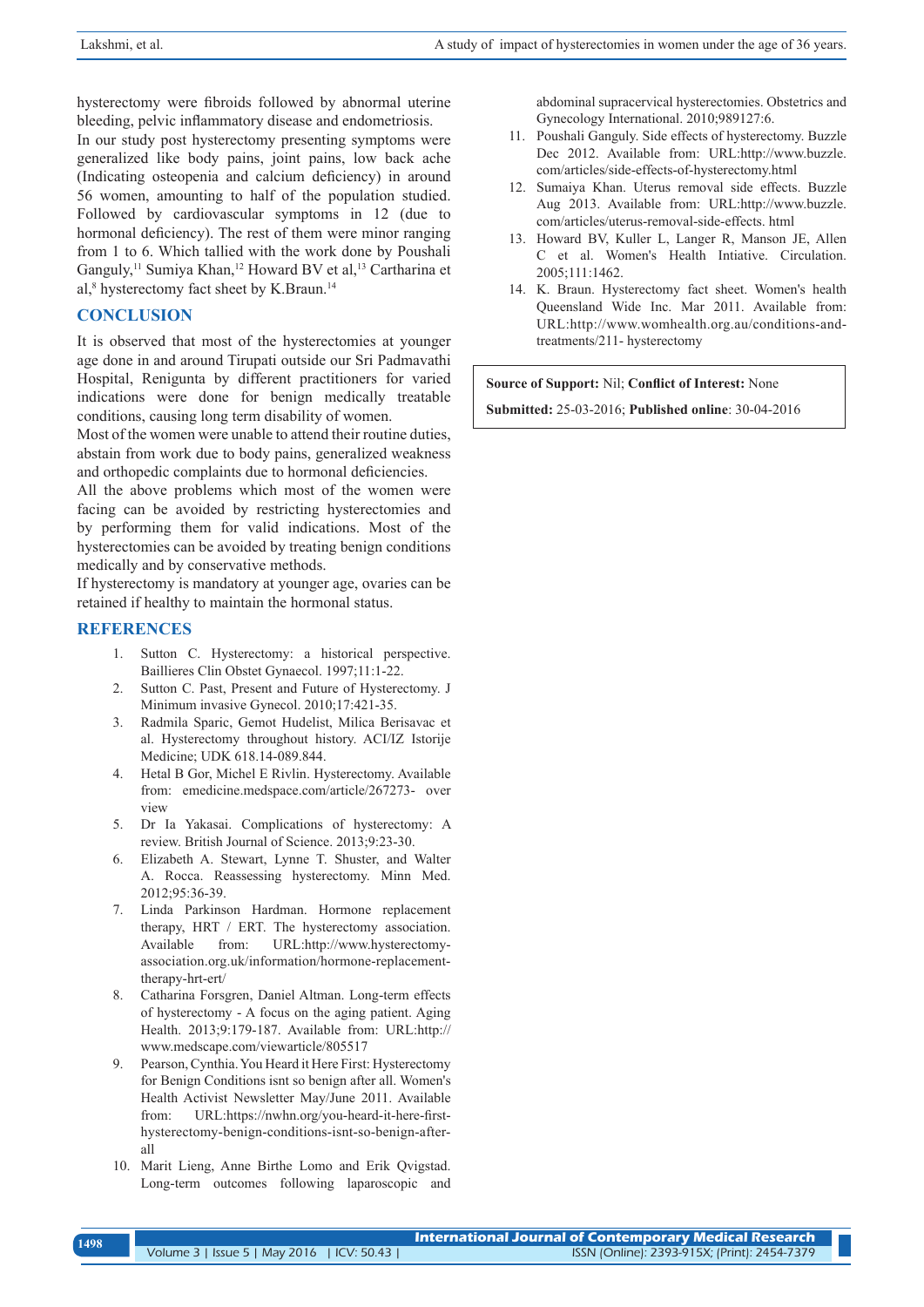hysterectomy were fibroids followed by abnormal uterine bleeding, pelvic inflammatory disease and endometriosis.

In our study post hysterectomy presenting symptoms were generalized like body pains, joint pains, low back ache (Indicating osteopenia and calcium deficiency) in around 56 women, amounting to half of the population studied. Followed by cardiovascular symptoms in 12 (due to hormonal deficiency). The rest of them were minor ranging from 1 to 6. Which tallied with the work done by Poushali Ganguly,[11] Sumiya Khan,[12] Howard BV et al,[13] Cartharina et al,[8] hysterectomy fact sheet by K.Braun.[14]

## CONCLUSION

It is observed that most of the hysterectomies at younger age done in and around Tirupati outside our Sri Padmavathi Hospital, Renigunta by different practitioners for varied indications were done for benign medically treatable conditions, causing long term disability of women.

Most of the women were unable to attend their routine duties, abstain from work due to body pains, generalized weakness and orthopedic complaints due to hormonal deficiencies.

All the above problems which most of the women were facing can be avoided by restricting hysterectomies and by performing them for valid indications. Most of the hysterectomies can be avoided by treating benign conditions medically and by conservative methods.

If hysterectomy is mandatory at younger age, ovaries can be retained if healthy to maintain the hormonal status.

## REFERENCES

1. Sutton C. Hysterectomy: a historical perspective. Baillieres Clin Obstet Gynaecol. 1997;11:1-22.
2. Sutton C. Past, Present and Future of Hysterectomy. J Minimum invasive Gynecol. 2010;17:421-35.
3. Radmila Sparic, Gemot Hudelist, Milica Berisavac et al. Hysterectomy throughout history. ACI/IZ Istorije Medicine; UDK 618.14-089.844.
4. Hetal B Gor, Michel E Rivlin. Hysterectomy. Available from: emedicine.medspace.com/article/267273- over view
5. Dr Ia Yakasai. Complications of hysterectomy: A review. British Journal of Science. 2013;9:23-30.
6. Elizabeth A. Stewart, Lynne T. Shuster, and Walter A. Rocca. Reassessing hysterectomy. Minn Med. 2012;95:36-39.
7. Linda Parkinson Hardman. Hormone replacement therapy, HRT / ERT. The hysterectomy association. Available from: URL:http://www.hysterectomy-association.org.uk/information/hormone-replacement-therapy-hrt-ert/
8. Catharina Forsgren, Daniel Altman. Long-term effects of hysterectomy - A focus on the aging patient. Aging Health. 2013;9:179-187. Available from: URL:http://www.medscape.com/viewarticle/805517
9. Pearson, Cynthia. You Heard it Here First: Hysterectomy for Benign Conditions isnt so benign after all. Women's Health Activist Newsletter May/June 2011. Available from: URL:https://nwhn.org/you-heard-it-here-first-hysterectomy-benign-conditions-isnt-so-benign-after-all
10. Marit Lieng, Anne Birthe Lomo and Erik Qvigstad. Long-term outcomes following laparoscopic and abdominal supracervical hysterectomies. Obstetrics and Gynecology International. 2010;989127:6.
11. Poushali Ganguly. Side effects of hysterectomy. Buzzle Dec 2012. Available from: URL:http://www.buzzle.com/articles/side-effects-of-hysterectomy.html
12. Sumaiya Khan. Uterus removal side effects. Buzzle Aug 2013. Available from: URL:http://www.buzzle.com/articles/uterus-removal-side-effects. html
13. Howard BV, Kuller L, Langer R, Manson JE, Allen C et al. Women's Health Intiative. Circulation. 2005;111:1462.
14. K. Braun. Hysterectomy fact sheet. Women's health Queensland Wide Inc. Mar 2011. Available from: URL:http://www.womhealth.org.au/conditions-and-treatments/211- hysterectomy

**Source of Support:** Nil; **Conflict of Interest:** None

**Submitted:** 25-03-2016; **Published online**: 30-04-2016